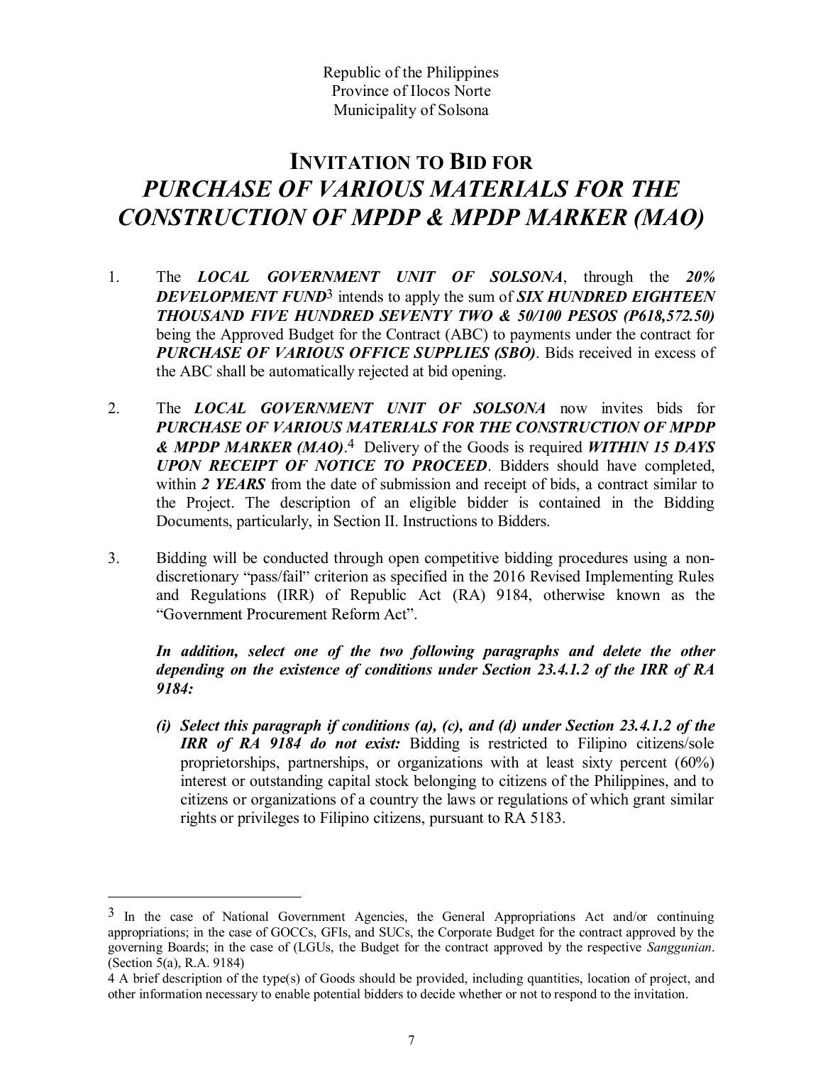Republic of the Philippines
Province of Ilocos Norte
Municipality of Solsona

# INVITATION TO BID FOR *PURCHASE OF VARIOUS MATERIALS FOR THE CONSTRUCTION OF MPDP & MPDP MARKER (MAO)*

1. The ***LOCAL GOVERNMENT UNIT OF SOLSONA***, through the ***20% DEVELOPMENT FUND***[3] intends to apply the sum of ***SIX HUNDRED EIGHTEEN THOUSAND FIVE HUNDRED SEVENTY TWO & 50/100 PESOS (P618,572.50)*** being the Approved Budget for the Contract (ABC) to payments under the contract for ***PURCHASE OF VARIOUS OFFICE SUPPLIES (SBO)***. Bids received in excess of the ABC shall be automatically rejected at bid opening.

2. The ***LOCAL GOVERNMENT UNIT OF SOLSONA*** now invites bids for ***PURCHASE OF VARIOUS MATERIALS FOR THE CONSTRUCTION OF MPDP & MPDP MARKER (MAO)***.[4] Delivery of the Goods is required ***WITHIN 15 DAYS UPON RECEIPT OF NOTICE TO PROCEED***. Bidders should have completed, within ***2 YEARS*** from the date of submission and receipt of bids, a contract similar to the Project. The description of an eligible bidder is contained in the Bidding Documents, particularly, in Section II. Instructions to Bidders.

3. Bidding will be conducted through open competitive bidding procedures using a non-discretionary "pass/fail" criterion as specified in the 2016 Revised Implementing Rules and Regulations (IRR) of Republic Act (RA) 9184, otherwise known as the "Government Procurement Reform Act".

   ***In addition, select one of the two following paragraphs and delete the other depending on the existence of conditions under Section 23.4.1.2 of the IRR of RA 9184:***

   ***(i) Select this paragraph if conditions (a), (c), and (d) under Section 23.4.1.2 of the IRR of RA 9184 do not exist:*** Bidding is restricted to Filipino citizens/sole proprietorships, partnerships, or organizations with at least sixty percent (60%) interest or outstanding capital stock belonging to citizens of the Philippines, and to citizens or organizations of a country the laws or regulations of which grant similar rights or privileges to Filipino citizens, pursuant to RA 5183.

---

[3] In the case of National Government Agencies, the General Appropriations Act and/or continuing appropriations; in the case of GOCCs, GFIs, and SUCs, the Corporate Budget for the contract approved by the governing Boards; in the case of (LGUs, the Budget for the contract approved by the respective *Sanggunian*. (Section 5(a), R.A. 9184)

[4] A brief description of the type(s) of Goods should be provided, including quantities, location of project, and other information necessary to enable potential bidders to decide whether or not to respond to the invitation.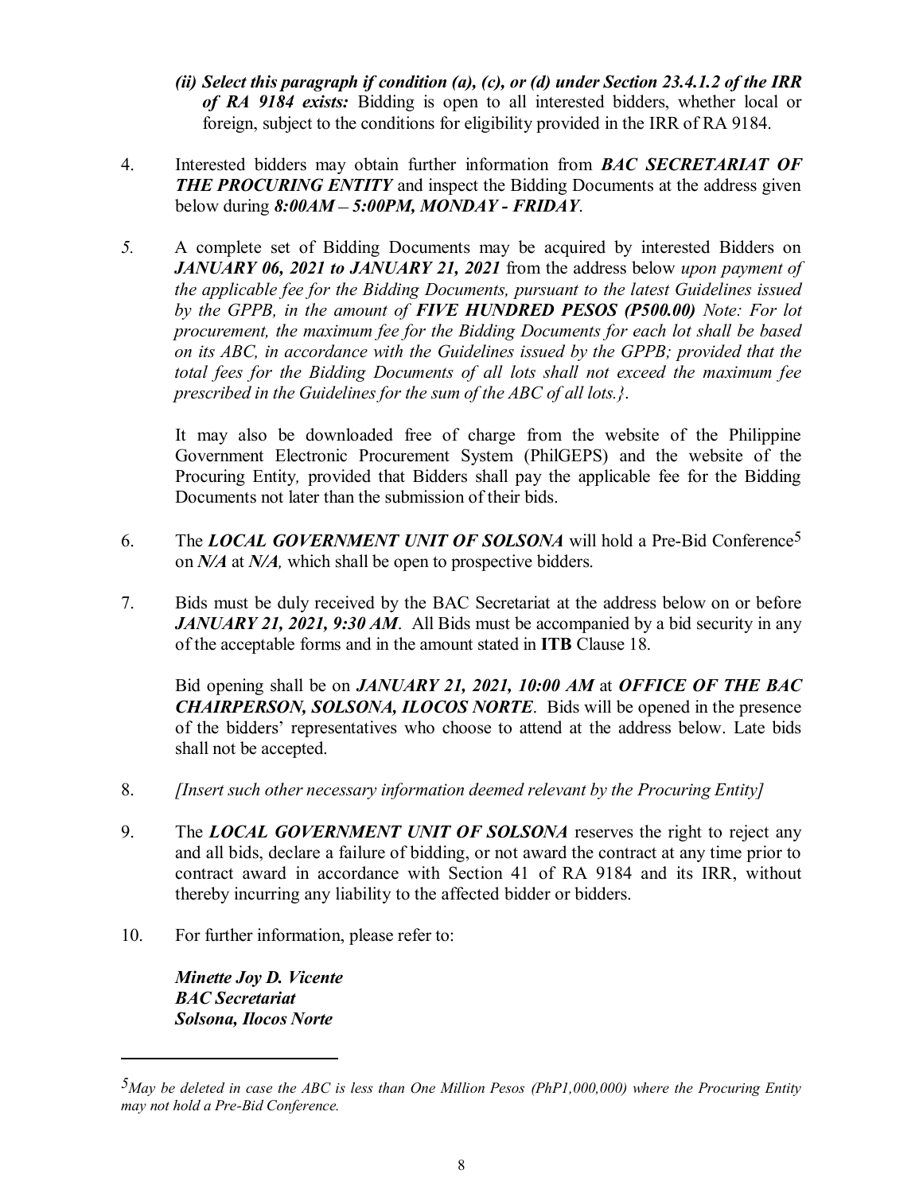*(ii) **Select this paragraph if condition (a), (c), or (d) under Section 23.4.1.2 of the IRR of RA 9184 exists:*** Bidding is open to all interested bidders, whether local or foreign, subject to the conditions for eligibility provided in the IRR of RA 9184.

4. Interested bidders may obtain further information from ***BAC SECRETARIAT OF THE PROCURING ENTITY*** and inspect the Bidding Documents at the address given below during ***8:00AM – 5:00PM, MONDAY - FRIDAY***.

5. A complete set of Bidding Documents may be acquired by interested Bidders on ***JANUARY 06, 2021 to JANUARY 21, 2021*** from the address below *upon payment of the applicable fee for the Bidding Documents, pursuant to the latest Guidelines issued by the GPPB, in the amount of **FIVE HUNDRED PESOS (P500.00)** Note: For lot procurement, the maximum fee for the Bidding Documents for each lot shall be based on its ABC, in accordance with the Guidelines issued by the GPPB; provided that the total fees for the Bidding Documents of all lots shall not exceed the maximum fee prescribed in the Guidelines for the sum of the ABC of all lots.}*.

   It may also be downloaded free of charge from the website of the Philippine Government Electronic Procurement System (PhilGEPS) and the website of the Procuring Entity*,* provided that Bidders shall pay the applicable fee for the Bidding Documents not later than the submission of their bids.

6. The ***LOCAL GOVERNMENT UNIT OF SOLSONA*** will hold a Pre-Bid Conference[5] on ***N/A*** at ***N/A,*** which shall be open to prospective bidders.

7. Bids must be duly received by the BAC Secretariat at the address below on or before ***JANUARY 21, 2021, 9:30 AM***. All Bids must be accompanied by a bid security in any of the acceptable forms and in the amount stated in **ITB** Clause 18.

   Bid opening shall be on ***JANUARY 21, 2021, 10:00 AM*** at ***OFFICE OF THE BAC CHAIRPERSON, SOLSONA, ILOCOS NORTE***. Bids will be opened in the presence of the bidders' representatives who choose to attend at the address below. Late bids shall not be accepted.

8. *[Insert such other necessary information deemed relevant by the Procuring Entity]*

9. The ***LOCAL GOVERNMENT UNIT OF SOLSONA*** reserves the right to reject any and all bids, declare a failure of bidding, or not award the contract at any time prior to contract award in accordance with Section 41 of RA 9184 and its IRR, without thereby incurring any liability to the affected bidder or bidders.

10. For further information, please refer to:

    ***Minette Joy D. Vicente***
    ***BAC Secretariat***
    ***Solsona, Ilocos Norte***

---

[5] *May be deleted in case the ABC is less than One Million Pesos (PhP1,000,000) where the Procuring Entity may not hold a Pre-Bid Conference.*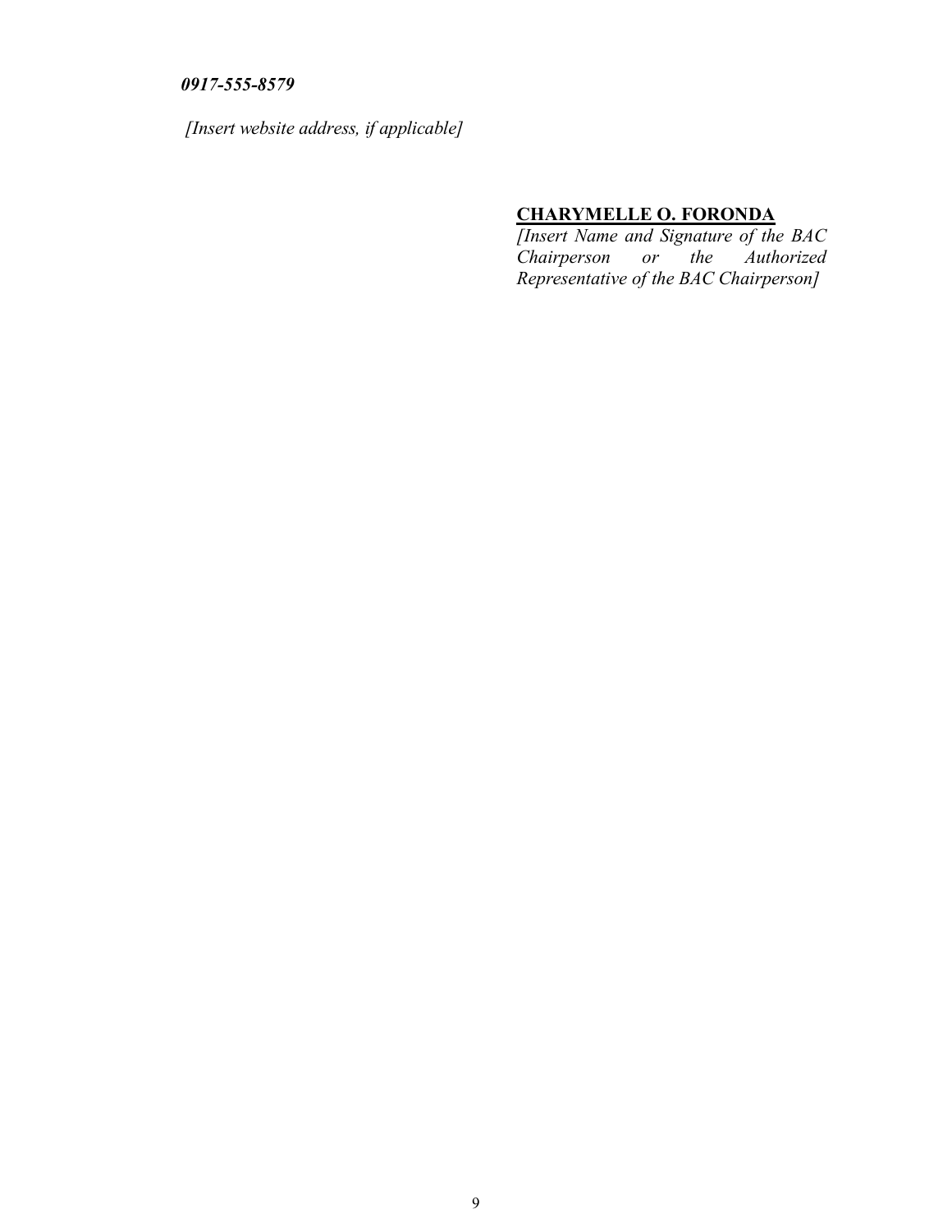***0917-555-8579***

*[Insert website address, if applicable]*

**CHARYMELLE O. FORONDA**
*[Insert Name and Signature of the BAC Chairperson or the Authorized Representative of the BAC Chairperson]*